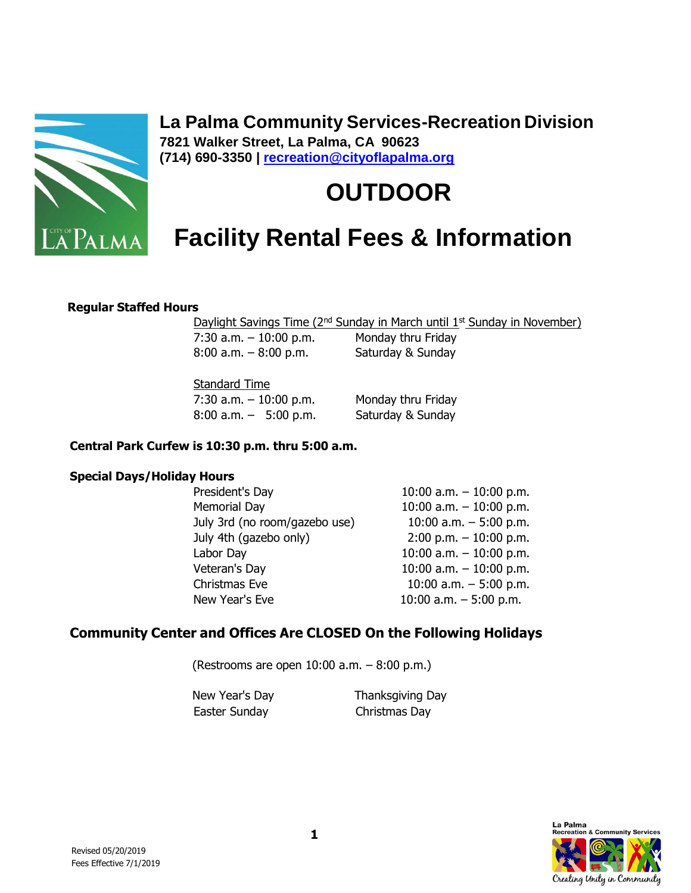**La Palma Community Services-Recreation Division**
**7821 Walker Street, La Palma, CA 90623**
**(714) 690-3350 | recreation@cityoflapalma.org**

# OUTDOOR

# Facility Rental Fees & Information

**Regular Staffed Hours**

Daylight Savings Time (2nd Sunday in March until 1st Sunday in November)

| | |
|---|---|
| 7:30 a.m. – 10:00 p.m. | Monday thru Friday |
| 8:00 a.m. – 8:00 p.m. | Saturday & Sunday |

Standard Time

| | |
|---|---|
| 7:30 a.m. – 10:00 p.m. | Monday thru Friday |
| 8:00 a.m. – 5:00 p.m. | Saturday & Sunday |

**Central Park Curfew is 10:30 p.m. thru 5:00 a.m.**

**Special Days/Holiday Hours**

| | |
|---|---|
| President's Day | 10:00 a.m. – 10:00 p.m. |
| Memorial Day | 10:00 a.m. – 10:00 p.m. |
| July 3rd (no room/gazebo use) | 10:00 a.m. – 5:00 p.m. |
| July 4th (gazebo only) | 2:00 p.m. – 10:00 p.m. |
| Labor Day | 10:00 a.m. – 10:00 p.m. |
| Veteran's Day | 10:00 a.m. – 10:00 p.m. |
| Christmas Eve | 10:00 a.m. – 5:00 p.m. |
| New Year's Eve | 10:00 a.m. – 5:00 p.m. |

## Community Center and Offices Are CLOSED On the Following Holidays

(Restrooms are open 10:00 a.m. – 8:00 p.m.)

| | |
|---|---|
| New Year's Day | Thanksgiving Day |
| Easter Sunday | Christmas Day |

Revised 05/20/2019
Fees Effective 7/1/2019

La Palma Recreation & Community Services
Creating Unity in Community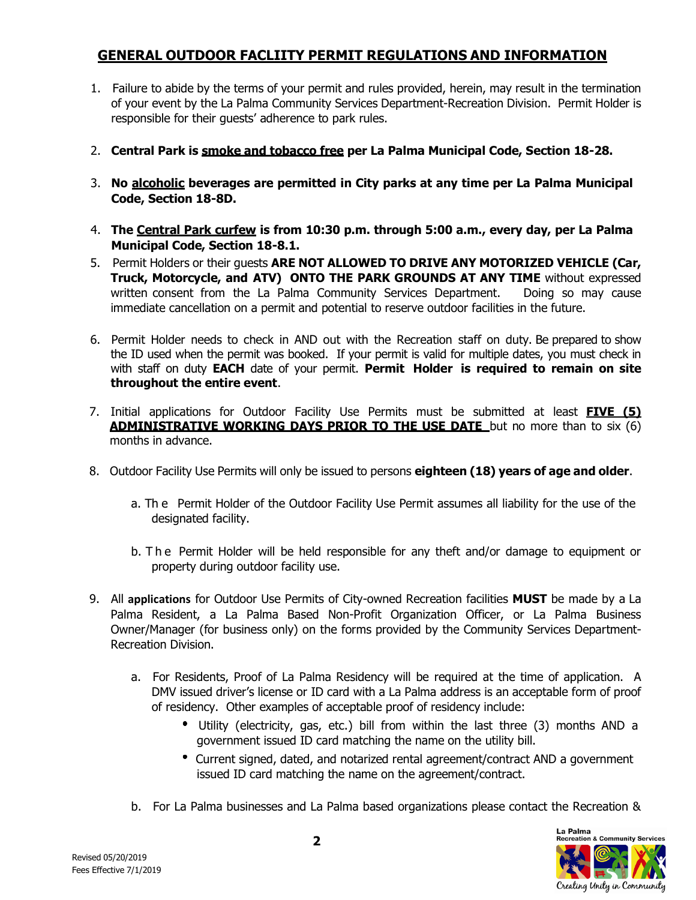## GENERAL OUTDOOR FACLIITY PERMIT REGULATIONS AND INFORMATION

1. Failure to abide by the terms of your permit and rules provided, herein, may result in the termination of your event by the La Palma Community Services Department-Recreation Division. Permit Holder is responsible for their guests' adherence to park rules.

2. **Central Park is smoke and tobacco free per La Palma Municipal Code, Section 18-28.**

3. **No alcoholic beverages are permitted in City parks at any time per La Palma Municipal Code, Section 18-8D.**

4. **The Central Park curfew is from 10:30 p.m. through 5:00 a.m., every day, per La Palma Municipal Code, Section 18-8.1.**

5. Permit Holders or their guests **ARE NOT ALLOWED TO DRIVE ANY MOTORIZED VEHICLE (Car, Truck, Motorcycle, and ATV) ONTO THE PARK GROUNDS AT ANY TIME** without expressed written consent from the La Palma Community Services Department. Doing so may cause immediate cancellation on a permit and potential to reserve outdoor facilities in the future.

6. Permit Holder needs to check in AND out with the Recreation staff on duty. Be prepared to show the ID used when the permit was booked. If your permit is valid for multiple dates, you must check in with staff on duty **EACH** date of your permit. **Permit Holder is required to remain on site throughout the entire event**.

7. Initial applications for Outdoor Facility Use Permits must be submitted at least **FIVE (5) ADMINISTRATIVE WORKING DAYS PRIOR TO THE USE DATE** but no more than to six (6) months in advance.

8. Outdoor Facility Use Permits will only be issued to persons **eighteen (18) years of age and older**.

   a. The Permit Holder of the Outdoor Facility Use Permit assumes all liability for the use of the designated facility.

   b. The Permit Holder will be held responsible for any theft and/or damage to equipment or property during outdoor facility use.

9. All **applications** for Outdoor Use Permits of City-owned Recreation facilities **MUST** be made by a La Palma Resident, a La Palma Based Non-Profit Organization Officer, or La Palma Business Owner/Manager (for business only) on the forms provided by the Community Services Department-Recreation Division.

   a. For Residents, Proof of La Palma Residency will be required at the time of application. A DMV issued driver's license or ID card with a La Palma address is an acceptable form of proof of residency. Other examples of acceptable proof of residency include:
      - Utility (electricity, gas, etc.) bill from within the last three (3) months AND a government issued ID card matching the name on the utility bill.
      - Current signed, dated, and notarized rental agreement/contract AND a government issued ID card matching the name on the agreement/contract.

   b. For La Palma businesses and La Palma based organizations please contact the Recreation &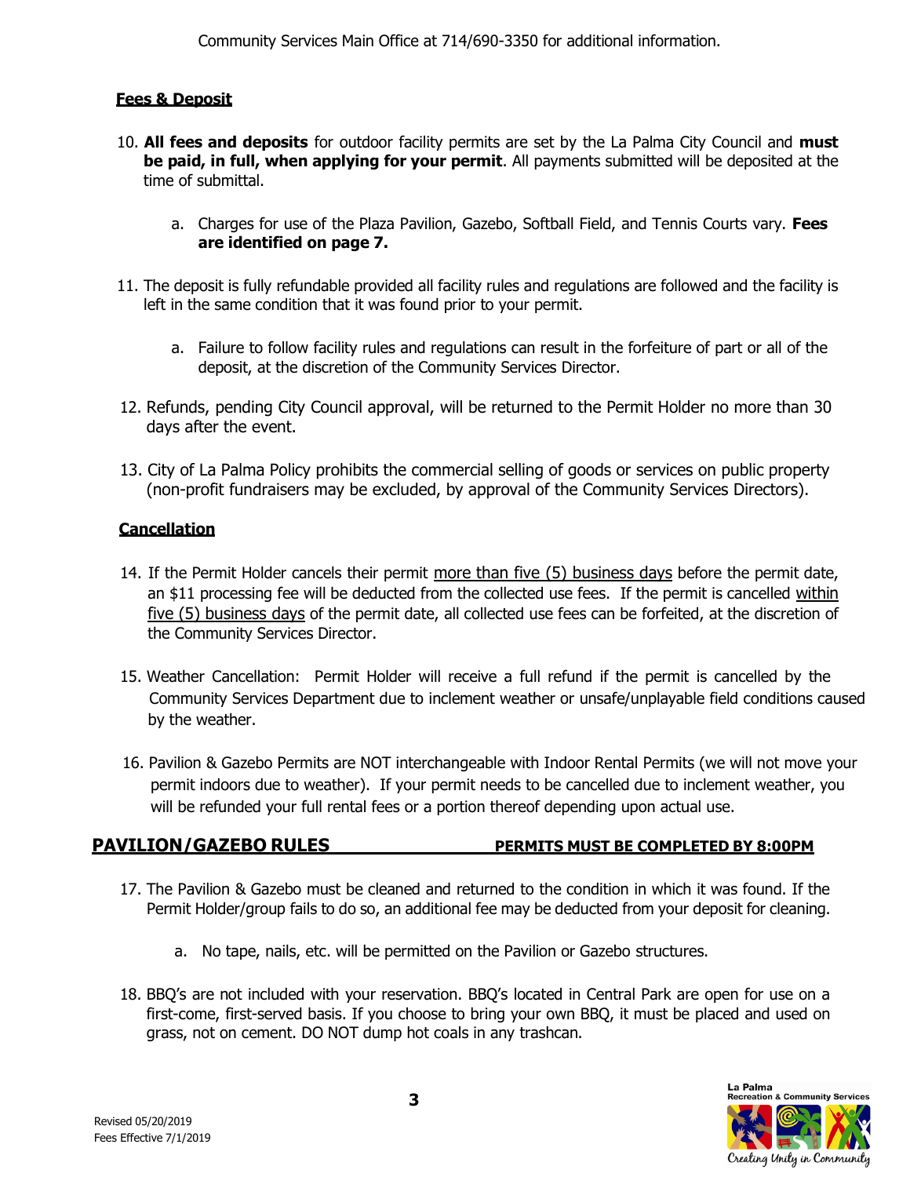Community Services Main Office at 714/690-3350 for additional information.

**Fees & Deposit**

10. **All fees and deposits** for outdoor facility permits are set by the La Palma City Council and **must be paid, in full, when applying for your permit**. All payments submitted will be deposited at the time of submittal.

    a. Charges for use of the Plaza Pavilion, Gazebo, Softball Field, and Tennis Courts vary. **Fees are identified on page 7.**

11. The deposit is fully refundable provided all facility rules and regulations are followed and the facility is left in the same condition that it was found prior to your permit.

    a. Failure to follow facility rules and regulations can result in the forfeiture of part or all of the deposit, at the discretion of the Community Services Director.

12. Refunds, pending City Council approval, will be returned to the Permit Holder no more than 30 days after the event.

13. City of La Palma Policy prohibits the commercial selling of goods or services on public property (non-profit fundraisers may be excluded, by approval of the Community Services Directors).

**Cancellation**

14. If the Permit Holder cancels their permit more than five (5) business days before the permit date, an $11 processing fee will be deducted from the collected use fees. If the permit is cancelled within five (5) business days of the permit date, all collected use fees can be forfeited, at the discretion of the Community Services Director.

15. Weather Cancellation: Permit Holder will receive a full refund if the permit is cancelled by the Community Services Department due to inclement weather or unsafe/unplayable field conditions caused by the weather.

16. Pavilion & Gazebo Permits are NOT interchangeable with Indoor Rental Permits (we will not move your permit indoors due to weather). If your permit needs to be cancelled due to inclement weather, you will be refunded your full rental fees or a portion thereof depending upon actual use.

## PAVILION/GAZEBO RULES — PERMITS MUST BE COMPLETED BY 8:00PM

17. The Pavilion & Gazebo must be cleaned and returned to the condition in which it was found. If the Permit Holder/group fails to do so, an additional fee may be deducted from your deposit for cleaning.

    a. No tape, nails, etc. will be permitted on the Pavilion or Gazebo structures.

18. BBQ's are not included with your reservation. BBQ's located in Central Park are open for use on a first-come, first-served basis. If you choose to bring your own BBQ, it must be placed and used on grass, not on cement. DO NOT dump hot coals in any trashcan.

Revised 05/20/2019
Fees Effective 7/1/2019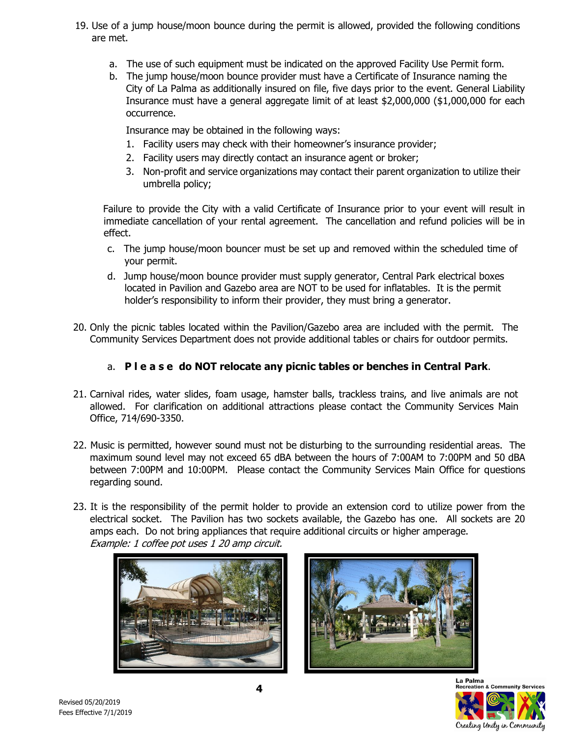19. Use of a jump house/moon bounce during the permit is allowed, provided the following conditions are met.

    a. The use of such equipment must be indicated on the approved Facility Use Permit form.
    b. The jump house/moon bounce provider must have a Certificate of Insurance naming the City of La Palma as additionally insured on file, five days prior to the event. General Liability Insurance must have a general aggregate limit of at least $2,000,000 ($1,000,000 for each occurrence.

       Insurance may be obtained in the following ways:
       1. Facility users may check with their homeowner's insurance provider;
       2. Facility users may directly contact an insurance agent or broker;
       3. Non-profit and service organizations may contact their parent organization to utilize their umbrella policy;

    Failure to provide the City with a valid Certificate of Insurance prior to your event will result in immediate cancellation of your rental agreement. The cancellation and refund policies will be in effect.

    c. The jump house/moon bouncer must be set up and removed within the scheduled time of your permit.
    d. Jump house/moon bounce provider must supply generator, Central Park electrical boxes located in Pavilion and Gazebo area are NOT to be used for inflatables. It is the permit holder's responsibility to inform their provider, they must bring a generator.

20. Only the picnic tables located within the Pavilion/Gazebo area are included with the permit. The Community Services Department does not provide additional tables or chairs for outdoor permits.

    a. **P l e a s e do NOT relocate any picnic tables or benches in Central Park**.

21. Carnival rides, water slides, foam usage, hamster balls, trackless trains, and live animals are not allowed. For clarification on additional attractions please contact the Community Services Main Office, 714/690-3350.

22. Music is permitted, however sound must not be disturbing to the surrounding residential areas. The maximum sound level may not exceed 65 dBA between the hours of 7:00AM to 7:00PM and 50 dBA between 7:00PM and 10:00PM. Please contact the Community Services Main Office for questions regarding sound.

23. It is the responsibility of the permit holder to provide an extension cord to utilize power from the electrical socket. The Pavilion has two sockets available, the Gazebo has one. All sockets are 20 amps each. Do not bring appliances that require additional circuits or higher amperage.
    *Example: 1 coffee pot uses 1 20 amp circuit.*

Revised 05/20/2019
Fees Effective 7/1/2019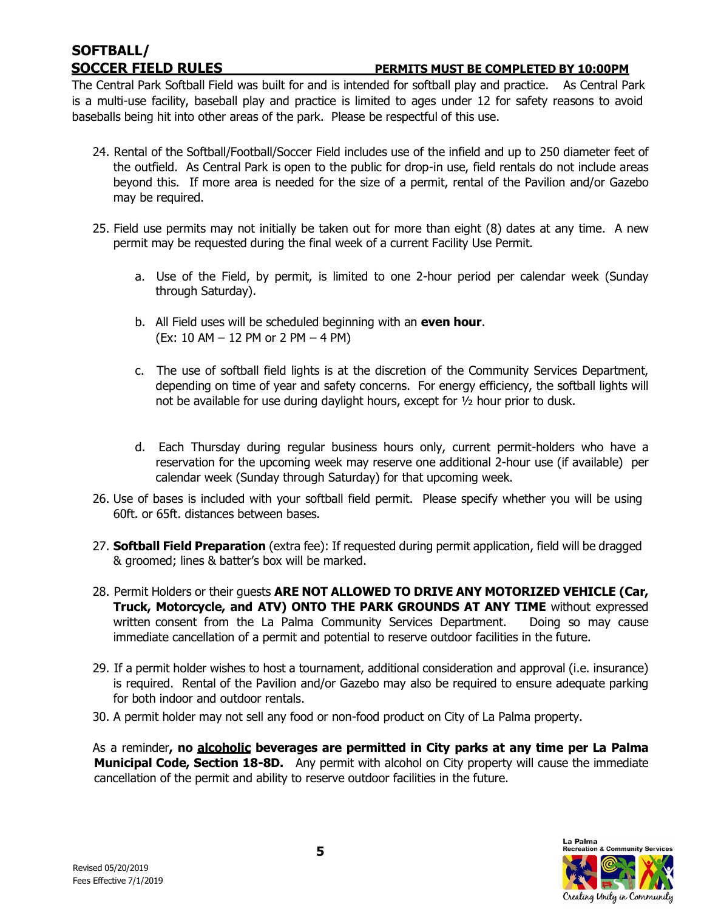## SOFTBALL/ SOCCER FIELD RULES

**PERMITS MUST BE COMPLETED BY 10:00PM**

The Central Park Softball Field was built for and is intended for softball play and practice. As Central Park is a multi-use facility, baseball play and practice is limited to ages under 12 for safety reasons to avoid baseballs being hit into other areas of the park. Please be respectful of this use.

24. Rental of the Softball/Football/Soccer Field includes use of the infield and up to 250 diameter feet of the outfield. As Central Park is open to the public for drop-in use, field rentals do not include areas beyond this. If more area is needed for the size of a permit, rental of the Pavilion and/or Gazebo may be required.

25. Field use permits may not initially be taken out for more than eight (8) dates at any time. A new permit may be requested during the final week of a current Facility Use Permit.

    a. Use of the Field, by permit, is limited to one 2-hour period per calendar week (Sunday through Saturday).

    b. All Field uses will be scheduled beginning with an **even hour**. (Ex: 10 AM – 12 PM or 2 PM – 4 PM)

    c. The use of softball field lights is at the discretion of the Community Services Department, depending on time of year and safety concerns. For energy efficiency, the softball lights will not be available for use during daylight hours, except for ½ hour prior to dusk.

    d. Each Thursday during regular business hours only, current permit-holders who have a reservation for the upcoming week may reserve one additional 2-hour use (if available) per calendar week (Sunday through Saturday) for that upcoming week.

26. Use of bases is included with your softball field permit. Please specify whether you will be using 60ft. or 65ft. distances between bases.

27. **Softball Field Preparation** (extra fee): If requested during permit application, field will be dragged & groomed; lines & batter's box will be marked.

28. Permit Holders or their guests **ARE NOT ALLOWED TO DRIVE ANY MOTORIZED VEHICLE (Car, Truck, Motorcycle, and ATV) ONTO THE PARK GROUNDS AT ANY TIME** without expressed written consent from the La Palma Community Services Department. Doing so may cause immediate cancellation of a permit and potential to reserve outdoor facilities in the future.

29. If a permit holder wishes to host a tournament, additional consideration and approval (i.e. insurance) is required. Rental of the Pavilion and/or Gazebo may also be required to ensure adequate parking for both indoor and outdoor rentals.

30. A permit holder may not sell any food or non-food product on City of La Palma property.

As a reminder**, no <u>alcoholic</u> beverages are permitted in City parks at any time per La Palma Municipal Code, Section 18-8D.** Any permit with alcohol on City property will cause the immediate cancellation of the permit and ability to reserve outdoor facilities in the future.

Revised 05/20/2019
Fees Effective 7/1/2019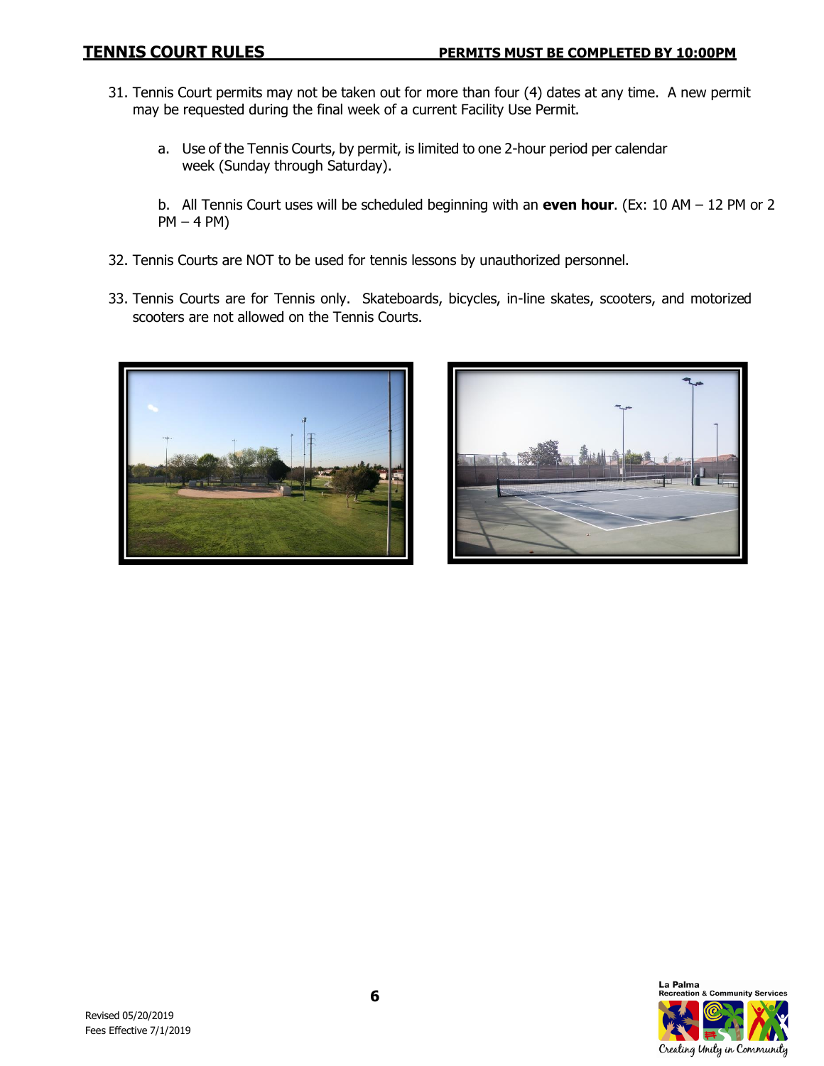## TENNIS COURT RULES

**PERMITS MUST BE COMPLETED BY 10:00PM**

31. Tennis Court permits may not be taken out for more than four (4) dates at any time. A new permit may be requested during the final week of a current Facility Use Permit.

    a. Use of the Tennis Courts, by permit, is limited to one 2-hour period per calendar week (Sunday through Saturday).

    b. All Tennis Court uses will be scheduled beginning with an **even hour**. (Ex: 10 AM – 12 PM or 2 PM – 4 PM)

32. Tennis Courts are NOT to be used for tennis lessons by unauthorized personnel.

33. Tennis Courts are for Tennis only. Skateboards, bicycles, in-line skates, scooters, and motorized scooters are not allowed on the Tennis Courts.

Revised 05/20/2019
Fees Effective 7/1/2019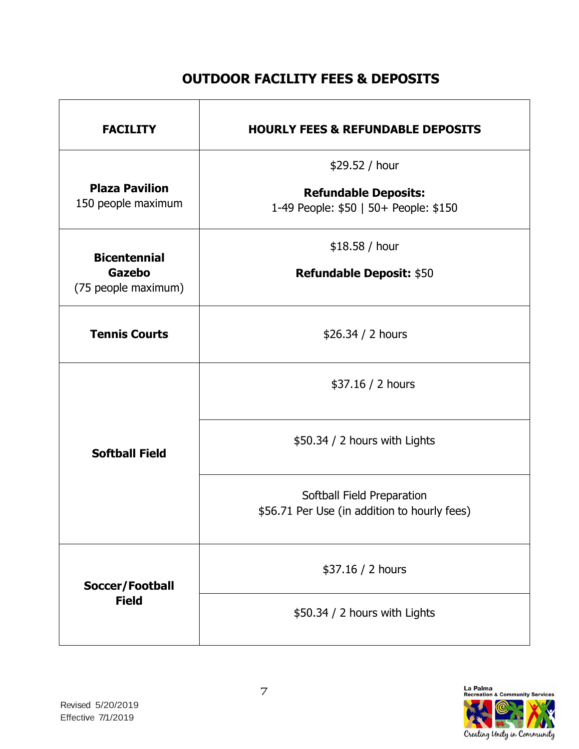## OUTDOOR FACILITY FEES & DEPOSITS

| FACILITY | HOURLY FEES & REFUNDABLE DEPOSITS |
|---|---|
| **Plaza Pavilion** 150 people maximum | $29.52 / hour<br>**Refundable Deposits:**<br>1-49 People: $50 \| 50+ People: $150 |
| **Bicentennial Gazebo** (75 people maximum) | $18.58 / hour<br>**Refundable Deposit:** $50 |
| **Tennis Courts** | $26.34 / 2 hours |
| **Softball Field** | $37.16 / 2 hours |
| | $50.34 / 2 hours with Lights |
| | Softball Field Preparation<br>$56.71 Per Use (in addition to hourly fees) |
| **Soccer/Football Field** | $37.16 / 2 hours |
| | $50.34 / 2 hours with Lights |

Revised 5/20/2019
Effective 7/1/2019

La Palma Recreation & Community Services
Creating Unity in Community